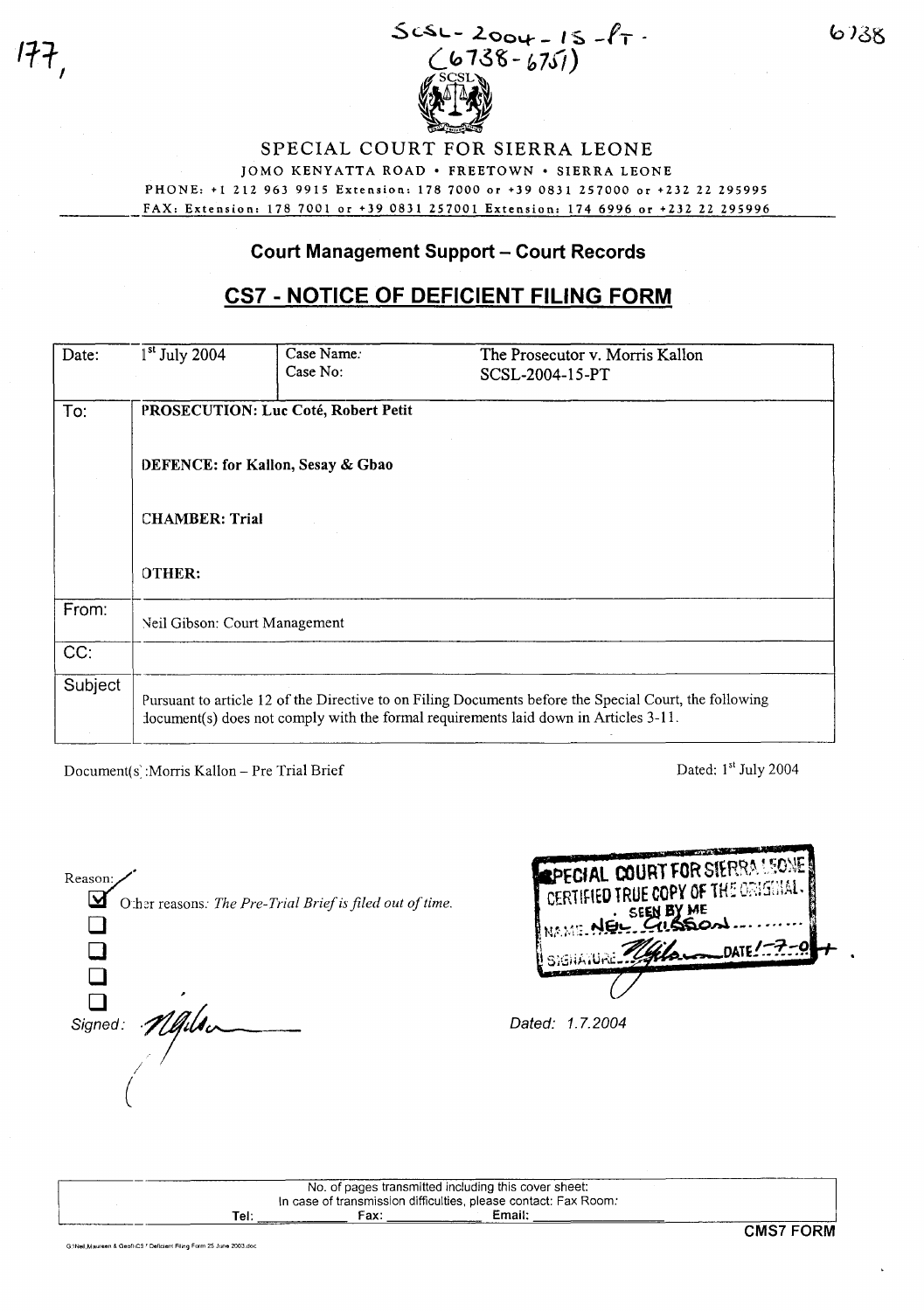SCSL-2004-15-PT
(6738-6751)

# SPECIAL COURT FOR SIERRA LEONE

JOMO KENYATTA ROAD • FREETOWN • SIERRA LEONE

PHONE: +1 212 963 9915 Extension: 178 7000 or +39 0831 257000 or +232 22 295995

FAX: Extension: 178 7001 or +39 0831 257001 Extension: 174 6996 or +232 22 295996

## Court Management Support – Court Records

## CS7 - NOTICE OF DEFICIENT FILING FORM

| Date: | 1st July 2004 | Case Name: Case No: | The Prosecutor v. Morris Kallon SCSL-2004-15-PT |
|---|---|---|---|
| To: | **PROSECUTION: Luc Coté, Robert Petit**<br><br>**DEFENCE: for Kallon, Sesay & Gbao**<br><br>**CHAMBER: Trial**<br><br>**OTHER:** | | |
| From: | Neil Gibson: Court Management | | |
| CC: | | | |
| Subject | Pursuant to article 12 of the Directive to on Filing Documents before the Special Court, the following document(s) does not comply with the formal requirements laid down in Articles 3-11. | | |

Document(s):Morris Kallon – Pre Trial Brief

Dated: 1st July 2004

Reason:

☑ Other reasons: *The Pre-Trial Brief is filed out of time.*

☐

☐

☐

☐

*Signed:*

SPECIAL COURT FOR SIERRA LEONE
CERTIFIED TRUE COPY OF THE ORIGINAL
SEEN BY ME
NAME: NEIL GIBSON
SIGNATURE: DATE: 1-7-04

*Dated: 1.7.2004*

| No. of pages transmitted including this cover sheet: |
|---|
| In case of transmission difficulties, please contact: Fax Room: |
| Tel: ________ Fax: ________ Email: ________ |

**CMS7 FORM**

G:\Neil,Maureen & Geoff\CS7 Deficient Filing Form 25 June 2003.doc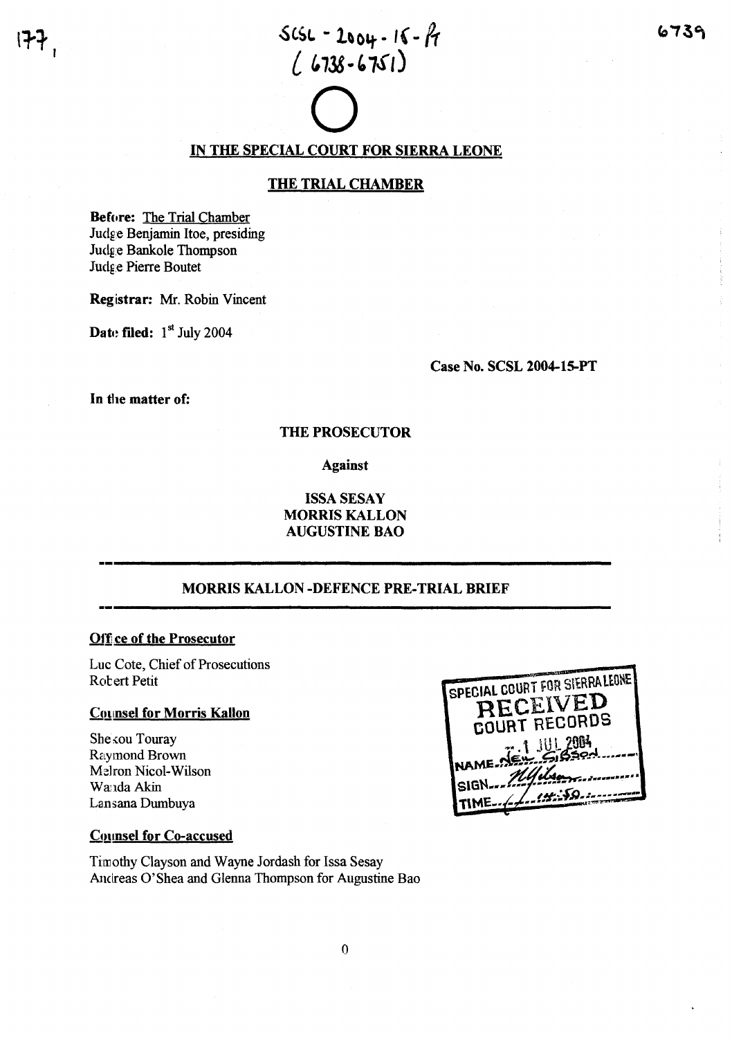SCSL - 2004 - 15 - PT
( 6738 - 6751)

# IN THE SPECIAL COURT FOR SIERRA LEONE

## THE TRIAL CHAMBER

**Before:** The Trial Chamber
Judge Benjamin Itoe, presiding
Judge Bankole Thompson
Judge Pierre Boutet

**Registrar:** Mr. Robin Vincent

**Date filed:** 1st July 2004

**Case No. SCSL 2004-15-PT**

**In the matter of:**

**THE PROSECUTOR**

**Against**

**ISSA SESAY**
**MORRIS KALLON**
**AUGUSTINE BAO**

---

**MORRIS KALLON -DEFENCE PRE-TRIAL BRIEF**

---

**Office of the Prosecutor**

Luc Cote, Chief of Prosecutions
Robert Petit

**Counsel for Morris Kallon**

Shekou Touray
Raymond Brown
Melron Nicol-Wilson
Wanda Akin
Lansana Dumbuya

**Counsel for Co-accused**

Timothy Clayson and Wayne Jordash for Issa Sesay
Andreas O'Shea and Glenna Thompson for Augustine Bao

SPECIAL COURT FOR SIERRA LEONE
RECEIVED
COURT RECORDS
1 JUL 2004
NAME NEIL GIBSON
SIGN
TIME 14:50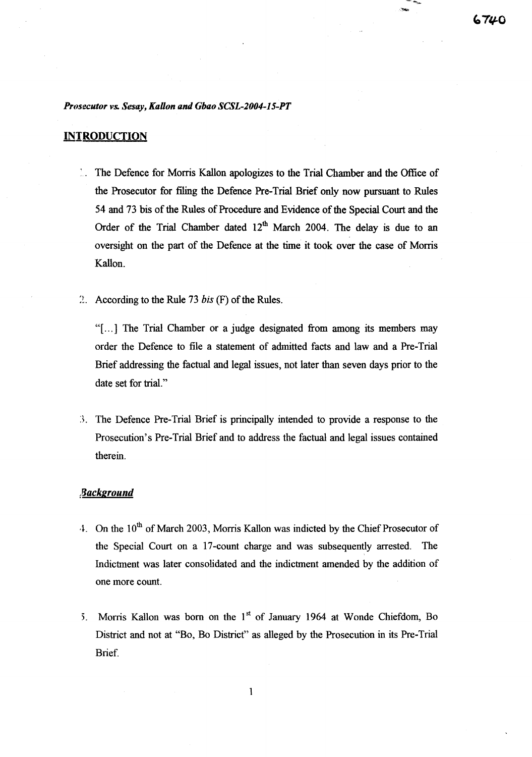*Prosecutor vs. Sesay, Kallon and Gbao SCSL-2004-15-PT*

## INTRODUCTION

1. The Defence for Morris Kallon apologizes to the Trial Chamber and the Office of the Prosecutor for filing the Defence Pre-Trial Brief only now pursuant to Rules 54 and 73 bis of the Rules of Procedure and Evidence of the Special Court and the Order of the Trial Chamber dated 12th March 2004. The delay is due to an oversight on the part of the Defence at the time it took over the case of Morris Kallon.

2. According to the Rule 73 *bis* (F) of the Rules.

   "[...] The Trial Chamber or a judge designated from among its members may order the Defence to file a statement of admitted facts and law and a Pre-Trial Brief addressing the factual and legal issues, not later than seven days prior to the date set for trial."

3. The Defence Pre-Trial Brief is principally intended to provide a response to the Prosecution's Pre-Trial Brief and to address the factual and legal issues contained therein.

### *Background*

4. On the 10th of March 2003, Morris Kallon was indicted by the Chief Prosecutor of the Special Court on a 17-count charge and was subsequently arrested. The Indictment was later consolidated and the indictment amended by the addition of one more count.

5. Morris Kallon was born on the 1st of January 1964 at Wonde Chiefdom, Bo District and not at "Bo, Bo District" as alleged by the Prosecution in its Pre-Trial Brief.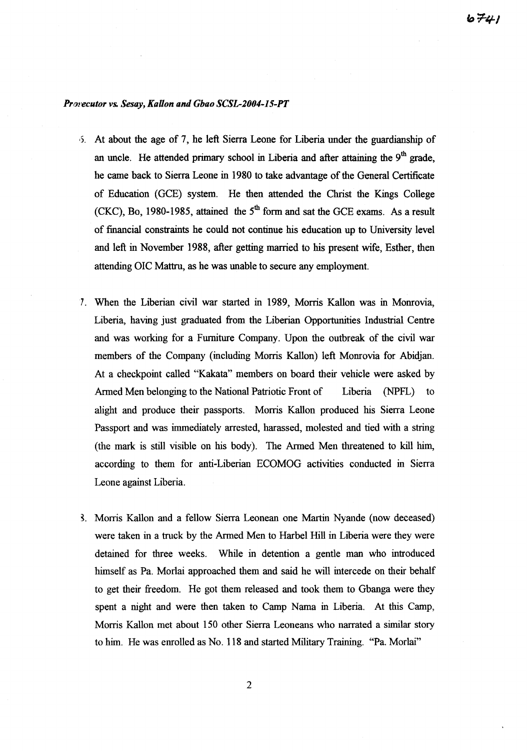*Prosecutor vs. Sesay, Kallon and Gbao SCSL-2004-15-PT*

6. At about the age of 7, he left Sierra Leone for Liberia under the guardianship of an uncle. He attended primary school in Liberia and after attaining the 9th grade, he came back to Sierra Leone in 1980 to take advantage of the General Certificate of Education (GCE) system. He then attended the Christ the Kings College (CKC), Bo, 1980-1985, attained the 5th form and sat the GCE exams. As a result of financial constraints he could not continue his education up to University level and left in November 1988, after getting married to his present wife, Esther, then attending OIC Mattru, as he was unable to secure any employment.

7. When the Liberian civil war started in 1989, Morris Kallon was in Monrovia, Liberia, having just graduated from the Liberian Opportunities Industrial Centre and was working for a Furniture Company. Upon the outbreak of the civil war members of the Company (including Morris Kallon) left Monrovia for Abidjan. At a checkpoint called "Kakata" members on board their vehicle were asked by Armed Men belonging to the National Patriotic Front of Liberia (NPFL) to alight and produce their passports. Morris Kallon produced his Sierra Leone Passport and was immediately arrested, harassed, molested and tied with a string (the mark is still visible on his body). The Armed Men threatened to kill him, according to them for anti-Liberian ECOMOG activities conducted in Sierra Leone against Liberia.

8. Morris Kallon and a fellow Sierra Leonean one Martin Nyande (now deceased) were taken in a truck by the Armed Men to Harbel Hill in Liberia were they were detained for three weeks. While in detention a gentle man who introduced himself as Pa. Morlai approached them and said he will intercede on their behalf to get their freedom. He got them released and took them to Gbanga were they spent a night and were then taken to Camp Nama in Liberia. At this Camp, Morris Kallon met about 150 other Sierra Leoneans who narrated a similar story to him. He was enrolled as No. 118 and started Military Training. "Pa. Morlai"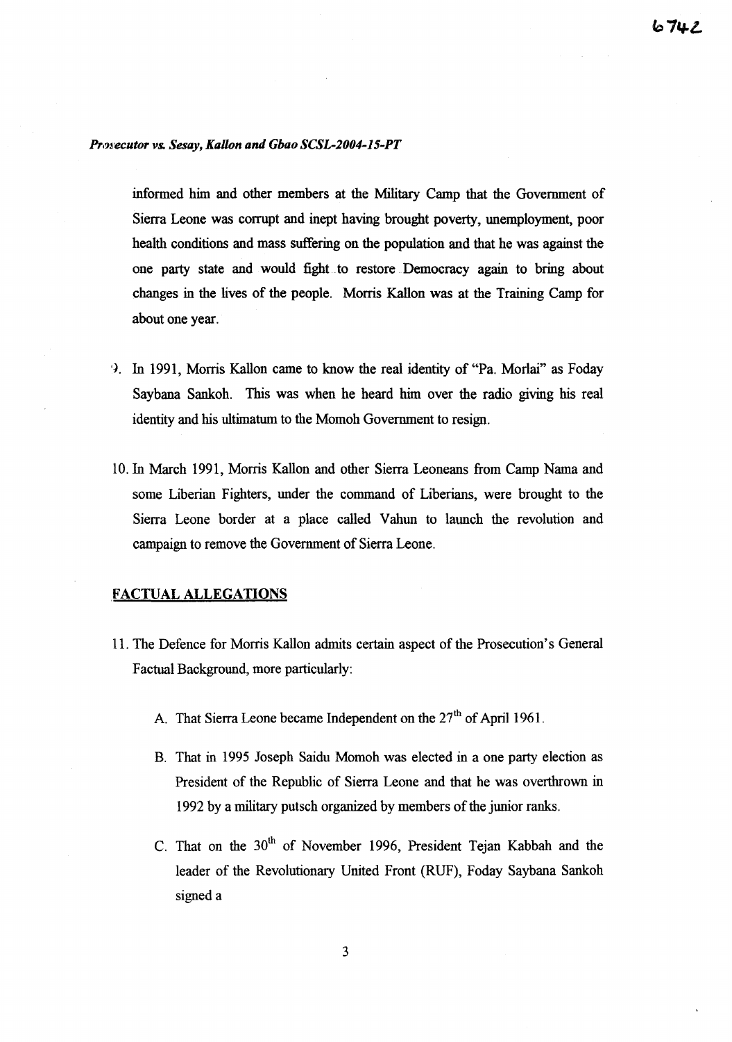informed him and other members at the Military Camp that the Government of Sierra Leone was corrupt and inept having brought poverty, unemployment, poor health conditions and mass suffering on the population and that he was against the one party state and would fight to restore Democracy again to bring about changes in the lives of the people. Morris Kallon was at the Training Camp for about one year.

9. In 1991, Morris Kallon came to know the real identity of "Pa. Morlai" as Foday Saybana Sankoh. This was when he heard him over the radio giving his real identity and his ultimatum to the Momoh Government to resign.

10. In March 1991, Morris Kallon and other Sierra Leoneans from Camp Nama and some Liberian Fighters, under the command of Liberians, were brought to the Sierra Leone border at a place called Vahun to launch the revolution and campaign to remove the Government of Sierra Leone.

## FACTUAL ALLEGATIONS

11. The Defence for Morris Kallon admits certain aspect of the Prosecution's General Factual Background, more particularly:

    A. That Sierra Leone became Independent on the 27th of April 1961.

    B. That in 1995 Joseph Saidu Momoh was elected in a one party election as President of the Republic of Sierra Leone and that he was overthrown in 1992 by a military putsch organized by members of the junior ranks.

    C. That on the 30th of November 1996, President Tejan Kabbah and the leader of the Revolutionary United Front (RUF), Foday Saybana Sankoh signed a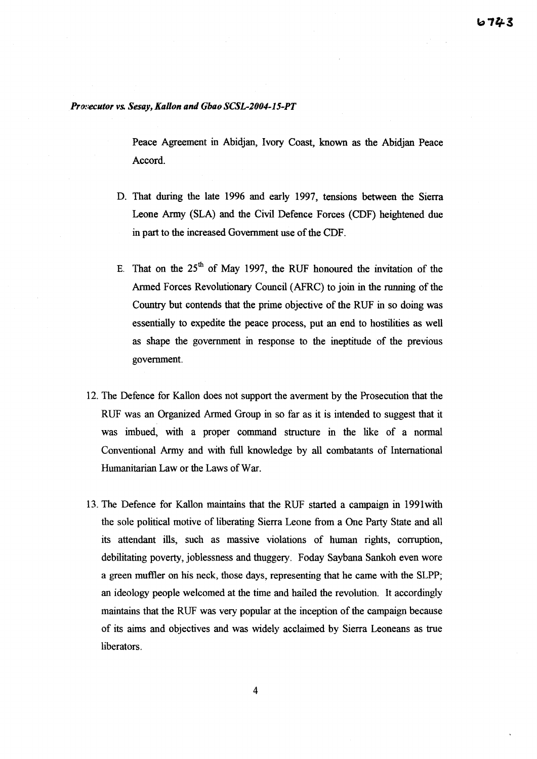Peace Agreement in Abidjan, Ivory Coast, known as the Abidjan Peace Accord.

D. That during the late 1996 and early 1997, tensions between the Sierra Leone Army (SLA) and the Civil Defence Forces (CDF) heightened due in part to the increased Government use of the CDF.

E. That on the 25th of May 1997, the RUF honoured the invitation of the Armed Forces Revolutionary Council (AFRC) to join in the running of the Country but contends that the prime objective of the RUF in so doing was essentially to expedite the peace process, put an end to hostilities as well as shape the government in response to the ineptitude of the previous government.

12. The Defence for Kallon does not support the averment by the Prosecution that the RUF was an Organized Armed Group in so far as it is intended to suggest that it was imbued, with a proper command structure in the like of a normal Conventional Army and with full knowledge by all combatants of International Humanitarian Law or the Laws of War.

13. The Defence for Kallon maintains that the RUF started a campaign in 1991with the sole political motive of liberating Sierra Leone from a One Party State and all its attendant ills, such as massive violations of human rights, corruption, debilitating poverty, joblessness and thuggery. Foday Saybana Sankoh even wore a green muffler on his neck, those days, representing that he came with the SLPP; an ideology people welcomed at the time and hailed the revolution. It accordingly maintains that the RUF was very popular at the inception of the campaign because of its aims and objectives and was widely acclaimed by Sierra Leoneans as true liberators.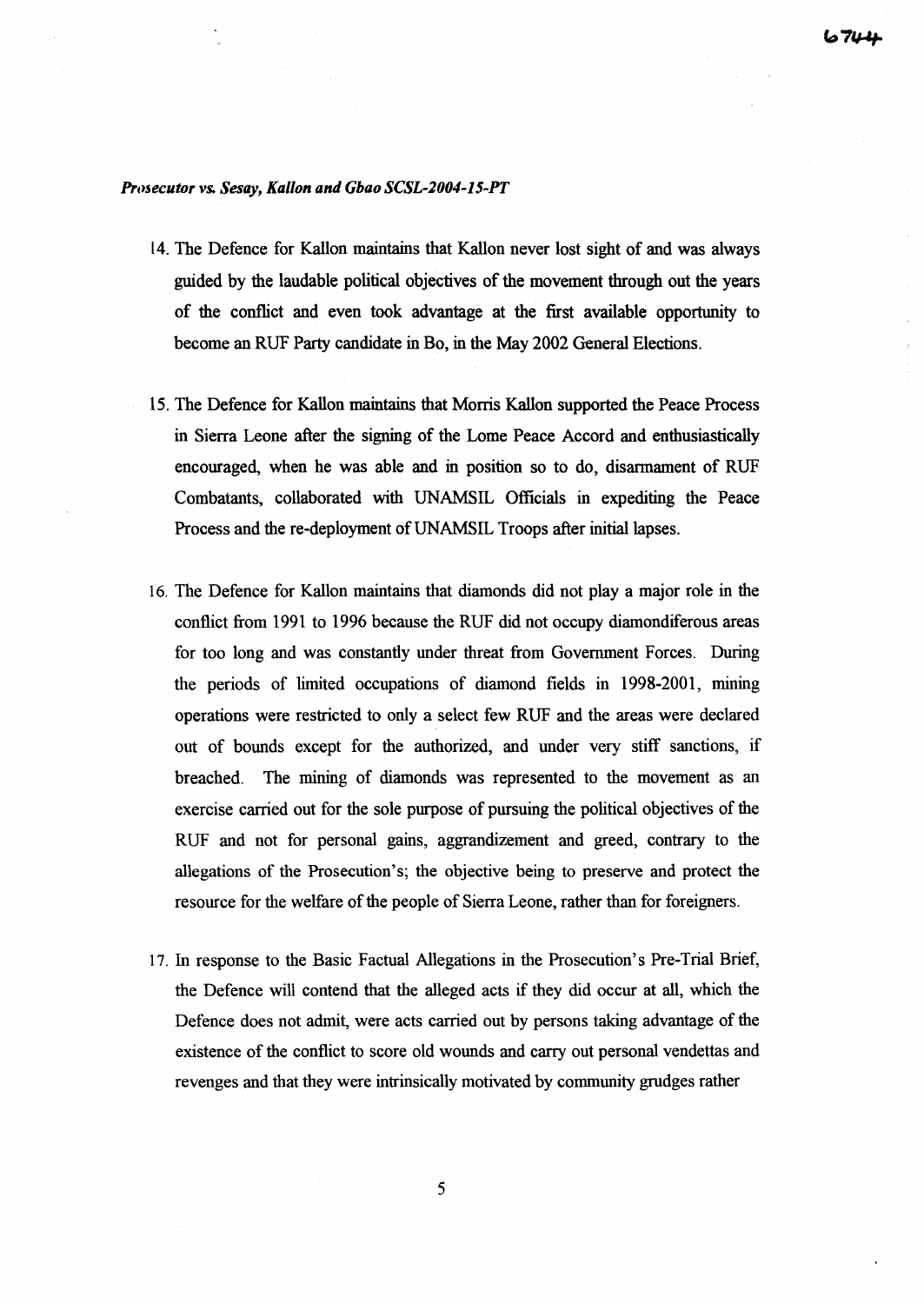14. The Defence for Kallon maintains that Kallon never lost sight of and was always guided by the laudable political objectives of the movement through out the years of the conflict and even took advantage at the first available opportunity to become an RUF Party candidate in Bo, in the May 2002 General Elections.

15. The Defence for Kallon maintains that Morris Kallon supported the Peace Process in Sierra Leone after the signing of the Lome Peace Accord and enthusiastically encouraged, when he was able and in position so to do, disarmament of RUF Combatants, collaborated with UNAMSIL Officials in expediting the Peace Process and the re-deployment of UNAMSIL Troops after initial lapses.

16. The Defence for Kallon maintains that diamonds did not play a major role in the conflict from 1991 to 1996 because the RUF did not occupy diamondiferous areas for too long and was constantly under threat from Government Forces. During the periods of limited occupations of diamond fields in 1998-2001, mining operations were restricted to only a select few RUF and the areas were declared out of bounds except for the authorized, and under very stiff sanctions, if breached. The mining of diamonds was represented to the movement as an exercise carried out for the sole purpose of pursuing the political objectives of the RUF and not for personal gains, aggrandizement and greed, contrary to the allegations of the Prosecution's; the objective being to preserve and protect the resource for the welfare of the people of Sierra Leone, rather than for foreigners.

17. In response to the Basic Factual Allegations in the Prosecution's Pre-Trial Brief, the Defence will contend that the alleged acts if they did occur at all, which the Defence does not admit, were acts carried out by persons taking advantage of the existence of the conflict to score old wounds and carry out personal vendettas and revenges and that they were intrinsically motivated by community grudges rather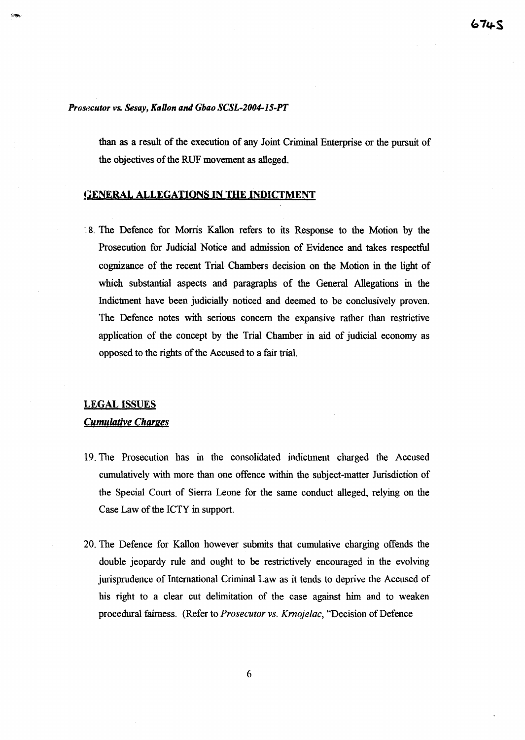than as a result of the execution of any Joint Criminal Enterprise or the pursuit of the objectives of the RUF movement as alleged.

## GENERAL ALLEGATIONS IN THE INDICTMENT

8. The Defence for Morris Kallon refers to its Response to the Motion by the Prosecution for Judicial Notice and admission of Evidence and takes respectful cognizance of the recent Trial Chambers decision on the Motion in the light of which substantial aspects and paragraphs of the General Allegations in the Indictment have been judicially noticed and deemed to be conclusively proven. The Defence notes with serious concern the expansive rather than restrictive application of the concept by the Trial Chamber in aid of judicial economy as opposed to the rights of the Accused to a fair trial.

## LEGAL ISSUES

### *Cumulative Charges*

19. The Prosecution has in the consolidated indictment charged the Accused cumulatively with more than one offence within the subject-matter Jurisdiction of the Special Court of Sierra Leone for the same conduct alleged, relying on the Case Law of the ICTY in support.

20. The Defence for Kallon however submits that cumulative charging offends the double jeopardy rule and ought to be restrictively encouraged in the evolving jurisprudence of International Criminal Law as it tends to deprive the Accused of his right to a clear cut delimitation of the case against him and to weaken procedural fairness. (Refer to *Prosecutor vs. Krnojelac*, "Decision of Defence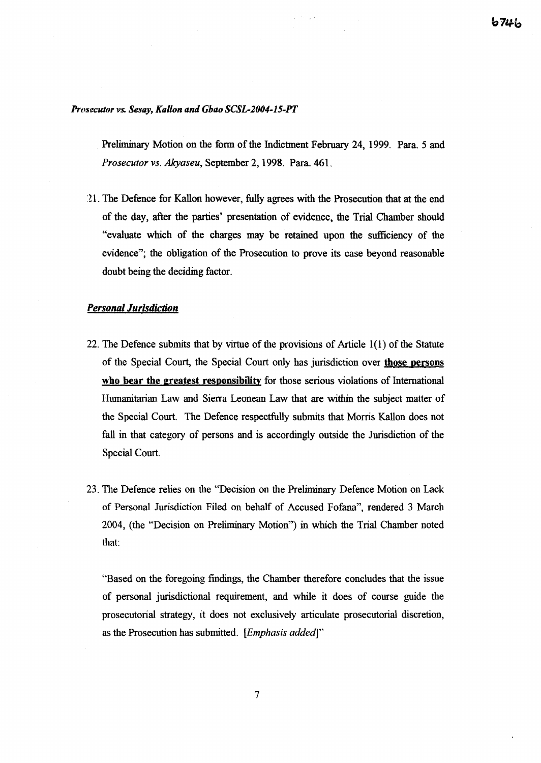Preliminary Motion on the form of the Indictment February 24, 1999. Para. 5 and *Prosecutor vs. Akyaseu*, September 2, 1998. Para. 461.

21. The Defence for Kallon however, fully agrees with the Prosecution that at the end of the day, after the parties' presentation of evidence, the Trial Chamber should "evaluate which of the charges may be retained upon the sufficiency of the evidence"; the obligation of the Prosecution to prove its case beyond reasonable doubt being the deciding factor.

## ***Personal Jurisdiction***

22. The Defence submits that by virtue of the provisions of Article 1(1) of the Statute of the Special Court, the Special Court only has jurisdiction over **those persons who bear the greatest responsibility** for those serious violations of International Humanitarian Law and Sierra Leonean Law that are within the subject matter of the Special Court. The Defence respectfully submits that Morris Kallon does not fall in that category of persons and is accordingly outside the Jurisdiction of the Special Court.

23. The Defence relies on the "Decision on the Preliminary Defence Motion on Lack of Personal Jurisdiction Filed on behalf of Accused Fofana", rendered 3 March 2004, (the "Decision on Preliminary Motion") in which the Trial Chamber noted that:

"Based on the foregoing findings, the Chamber therefore concludes that the issue of personal jurisdictional requirement, and while it does of course guide the prosecutorial strategy, it does not exclusively articulate prosecutorial discretion, as the Prosecution has submitted. [*Emphasis added*]"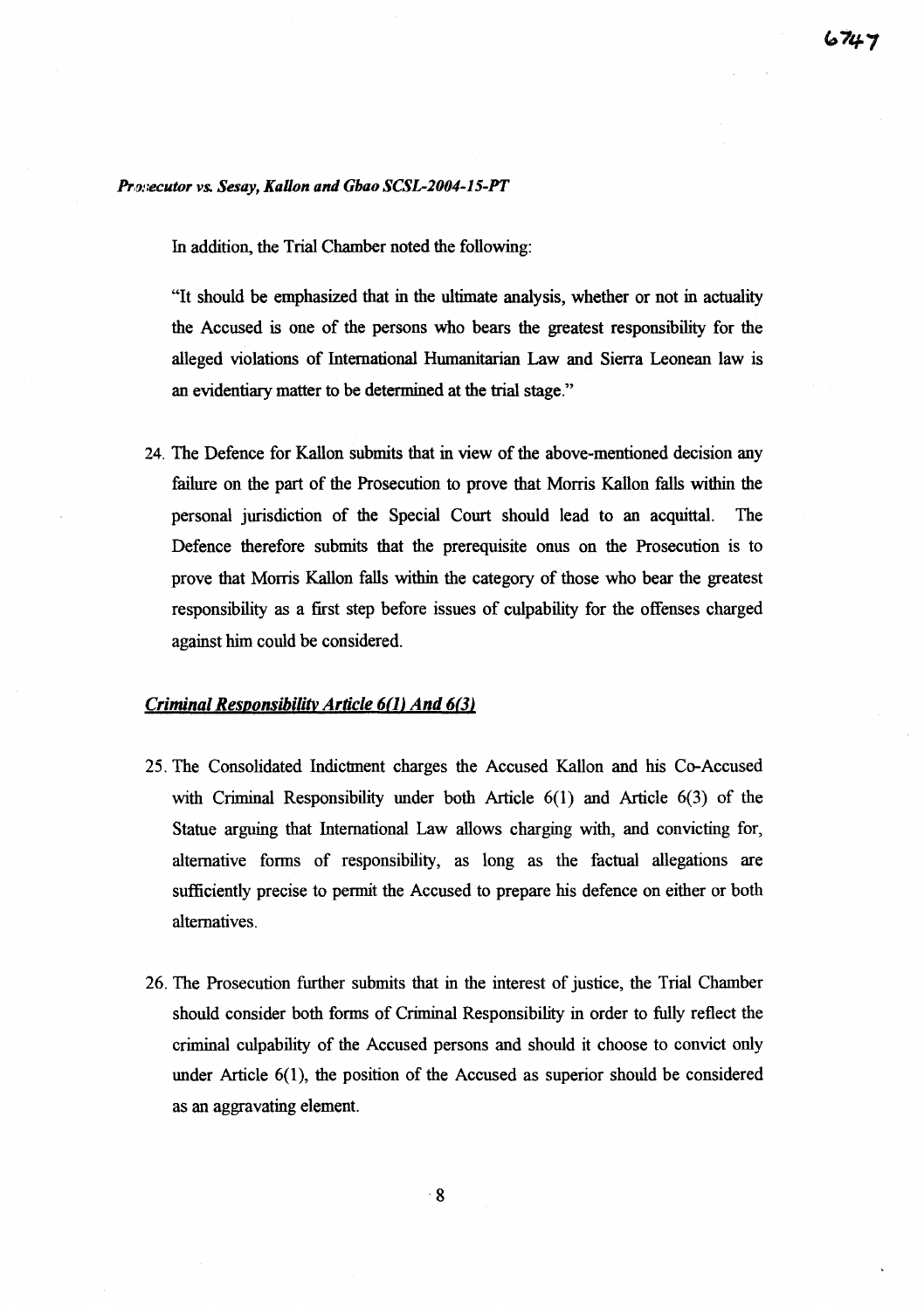In addition, the Trial Chamber noted the following:

"It should be emphasized that in the ultimate analysis, whether or not in actuality the Accused is one of the persons who bears the greatest responsibility for the alleged violations of International Humanitarian Law and Sierra Leonean law is an evidentiary matter to be determined at the trial stage."

24. The Defence for Kallon submits that in view of the above-mentioned decision any failure on the part of the Prosecution to prove that Morris Kallon falls within the personal jurisdiction of the Special Court should lead to an acquittal. The Defence therefore submits that the prerequisite onus on the Prosecution is to prove that Morris Kallon falls within the category of those who bear the greatest responsibility as a first step before issues of culpability for the offenses charged against him could be considered.

### *Criminal Responsibility Article 6(1) And 6(3)*

25. The Consolidated Indictment charges the Accused Kallon and his Co-Accused with Criminal Responsibility under both Article 6(1) and Article 6(3) of the Statue arguing that International Law allows charging with, and convicting for, alternative forms of responsibility, as long as the factual allegations are sufficiently precise to permit the Accused to prepare his defence on either or both alternatives.

26. The Prosecution further submits that in the interest of justice, the Trial Chamber should consider both forms of Criminal Responsibility in order to fully reflect the criminal culpability of the Accused persons and should it choose to convict only under Article 6(1), the position of the Accused as superior should be considered as an aggravating element.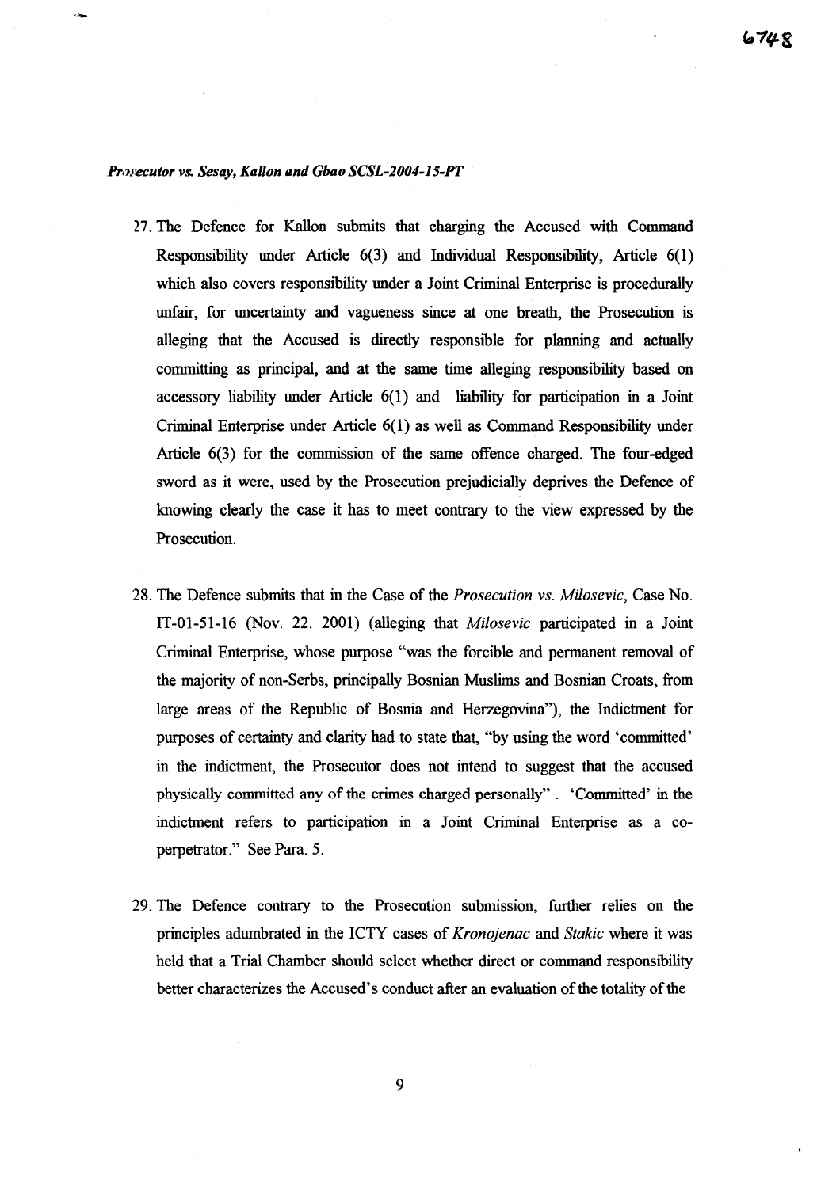27. The Defence for Kallon submits that charging the Accused with Command Responsibility under Article 6(3) and Individual Responsibility, Article 6(1) which also covers responsibility under a Joint Criminal Enterprise is procedurally unfair, for uncertainty and vagueness since at one breath, the Prosecution is alleging that the Accused is directly responsible for planning and actually committing as principal, and at the same time alleging responsibility based on accessory liability under Article 6(1) and liability for participation in a Joint Criminal Enterprise under Article 6(1) as well as Command Responsibility under Article 6(3) for the commission of the same offence charged. The four-edged sword as it were, used by the Prosecution prejudicially deprives the Defence of knowing clearly the case it has to meet contrary to the view expressed by the Prosecution.

28. The Defence submits that in the Case of the *Prosecution vs. Milosevic*, Case No. IT-01-51-16 (Nov. 22. 2001) (alleging that *Milosevic* participated in a Joint Criminal Enterprise, whose purpose "was the forcible and permanent removal of the majority of non-Serbs, principally Bosnian Muslims and Bosnian Croats, from large areas of the Republic of Bosnia and Herzegovina"), the Indictment for purposes of certainty and clarity had to state that, "by using the word 'committed' in the indictment, the Prosecutor does not intend to suggest that the accused physically committed any of the crimes charged personally" . 'Committed' in the indictment refers to participation in a Joint Criminal Enterprise as a co-perpetrator." See Para. 5.

29. The Defence contrary to the Prosecution submission, further relies on the principles adumbrated in the ICTY cases of *Kronojenac* and *Stakic* where it was held that a Trial Chamber should select whether direct or command responsibility better characterizes the Accused's conduct after an evaluation of the totality of the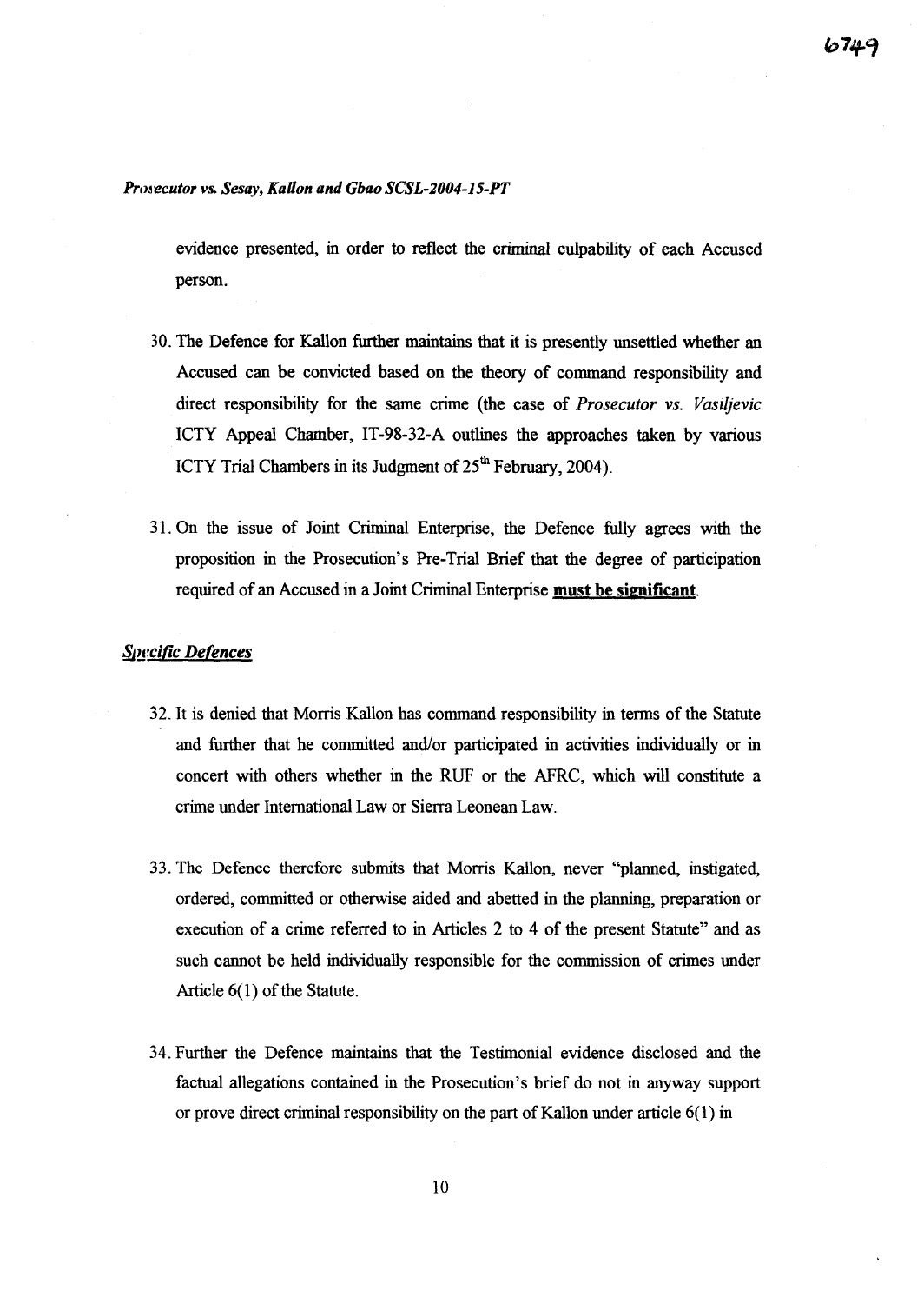evidence presented, in order to reflect the criminal culpability of each Accused person.

30. The Defence for Kallon further maintains that it is presently unsettled whether an Accused can be convicted based on the theory of command responsibility and direct responsibility for the same crime (the case of *Prosecutor vs. Vasiljevic* ICTY Appeal Chamber, IT-98-32-A outlines the approaches taken by various ICTY Trial Chambers in its Judgment of 25th February, 2004).

31. On the issue of Joint Criminal Enterprise, the Defence fully agrees with the proposition in the Prosecution's Pre-Trial Brief that the degree of participation required of an Accused in a Joint Criminal Enterprise **must be significant**.

## *Specific Defences*

32. It is denied that Morris Kallon has command responsibility in terms of the Statute and further that he committed and/or participated in activities individually or in concert with others whether in the RUF or the AFRC, which will constitute a crime under International Law or Sierra Leonean Law.

33. The Defence therefore submits that Morris Kallon, never "planned, instigated, ordered, committed or otherwise aided and abetted in the planning, preparation or execution of a crime referred to in Articles 2 to 4 of the present Statute" and as such cannot be held individually responsible for the commission of crimes under Article 6(1) of the Statute.

34. Further the Defence maintains that the Testimonial evidence disclosed and the factual allegations contained in the Prosecution's brief do not in anyway support or prove direct criminal responsibility on the part of Kallon under article 6(1) in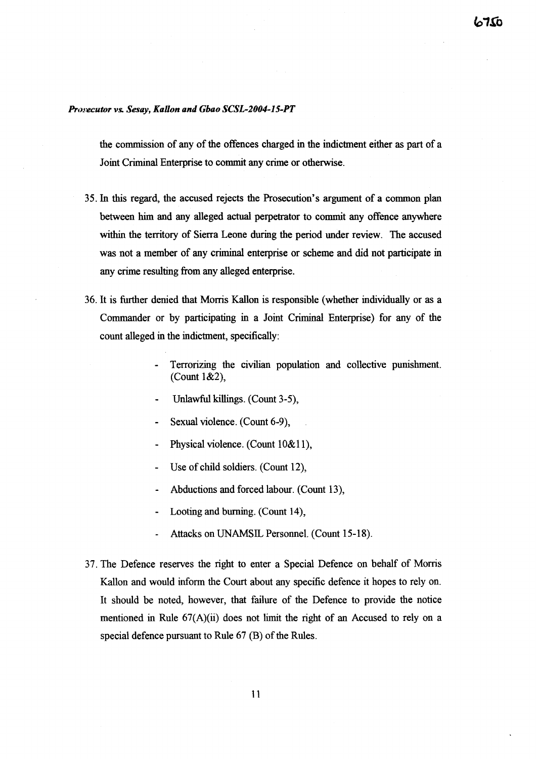the commission of any of the offences charged in the indictment either as part of a Joint Criminal Enterprise to commit any crime or otherwise.

35. In this regard, the accused rejects the Prosecution's argument of a common plan between him and any alleged actual perpetrator to commit any offence anywhere within the territory of Sierra Leone during the period under review. The accused was not a member of any criminal enterprise or scheme and did not participate in any crime resulting from any alleged enterprise.

36. It is further denied that Morris Kallon is responsible (whether individually or as a Commander or by participating in a Joint Criminal Enterprise) for any of the count alleged in the indictment, specifically:

    - Terrorizing the civilian population and collective punishment. (Count 1&2),
    - Unlawful killings. (Count 3-5),
    - Sexual violence. (Count 6-9),
    - Physical violence. (Count 10&11),
    - Use of child soldiers. (Count 12),
    - Abductions and forced labour. (Count 13),
    - Looting and burning. (Count 14),
    - Attacks on UNAMSIL Personnel. (Count 15-18).

37. The Defence reserves the right to enter a Special Defence on behalf of Morris Kallon and would inform the Court about any specific defence it hopes to rely on. It should be noted, however, that failure of the Defence to provide the notice mentioned in Rule 67(A)(ii) does not limit the right of an Accused to rely on a special defence pursuant to Rule 67 (B) of the Rules.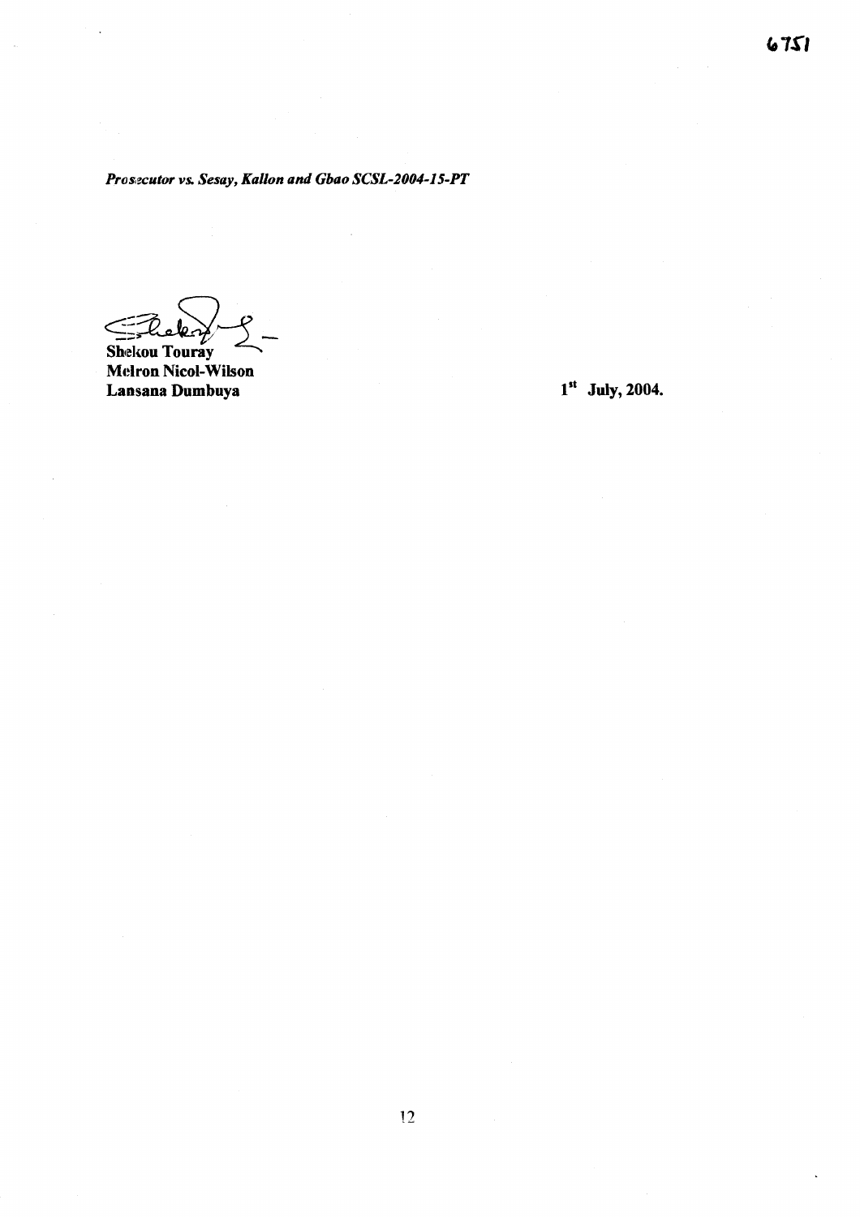*Prosecutor vs. Sesay, Kallon and Gbao SCSL-2004-15-PT*

**Shekou Touray**
**Melron Nicol-Wilson**
**Lansana Dumbuya**

**1st July, 2004.**